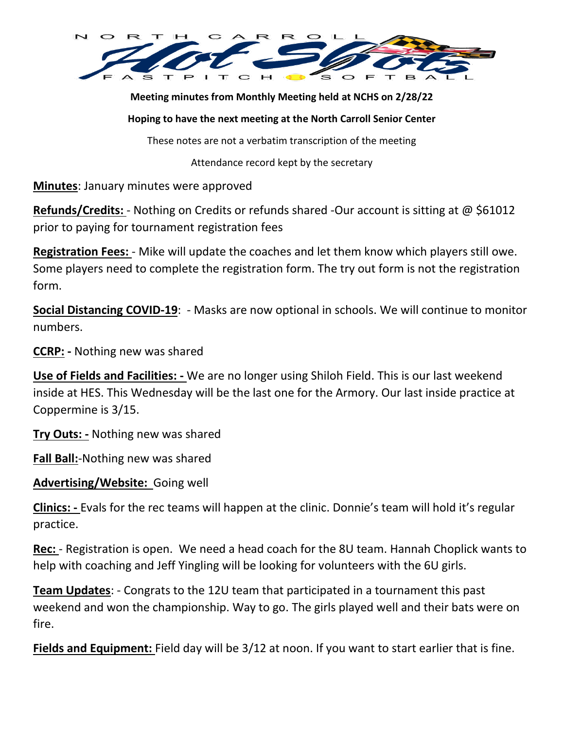**Meeting minutes from Monthly Meeting held at NCHS on 2/28/22**

**Hoping to have the next meeting at the North Carroll Senior Center**

These notes are not a verbatim transcription of the meeting

Attendance record kept by the secretary

**Minutes**: January minutes were approved

**Refunds/Credits:** - Nothing on Credits or refunds shared -Our account is sitting at @ $61012 prior to paying for tournament registration fees

**Registration Fees:** - Mike will update the coaches and let them know which players still owe. Some players need to complete the registration form. The try out form is not the registration form.

**Social Distancing COVID-19**: - Masks are now optional in schools. We will continue to monitor numbers.

**CCRP: -** Nothing new was shared

**Use of Fields and Facilities: -** We are no longer using Shiloh Field. This is our last weekend inside at HES. This Wednesday will be the last one for the Armory. Our last inside practice at Coppermine is 3/15.

**Try Outs: -** Nothing new was shared

**Fall Ball:**-Nothing new was shared

**Advertising/Website:** Going well

**Clinics: -** Evals for the rec teams will happen at the clinic. Donnie's team will hold it's regular practice.

**Rec:** - Registration is open. We need a head coach for the 8U team. Hannah Choplick wants to help with coaching and Jeff Yingling will be looking for volunteers with the 6U girls.

**Team Updates**: - Congrats to the 12U team that participated in a tournament this past weekend and won the championship. Way to go. The girls played well and their bats were on fire.

**Fields and Equipment:** Field day will be 3/12 at noon. If you want to start earlier that is fine.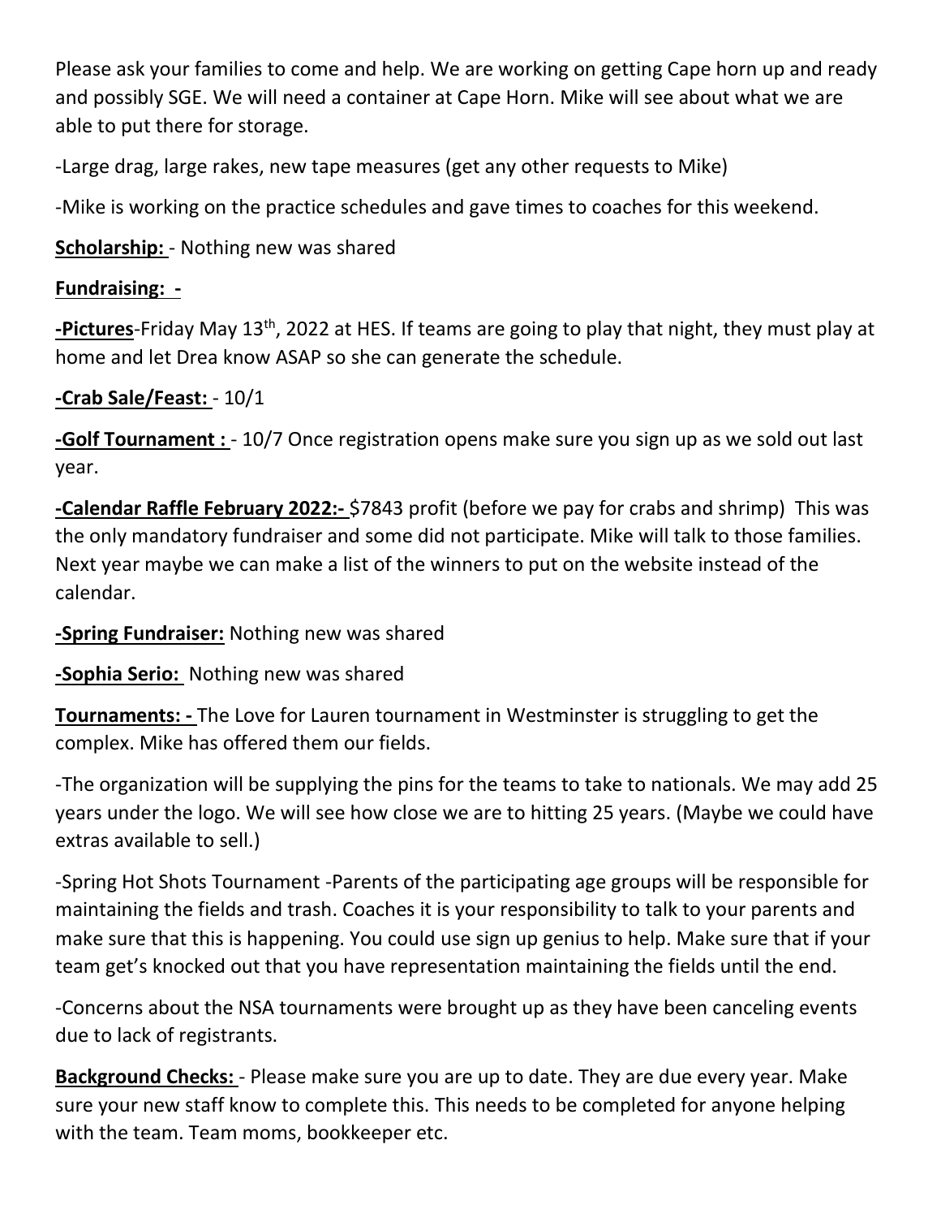Please ask your families to come and help. We are working on getting Cape horn up and ready and possibly SGE. We will need a container at Cape Horn. Mike will see about what we are able to put there for storage.

-Large drag, large rakes, new tape measures (get any other requests to Mike)

-Mike is working on the practice schedules and gave times to coaches for this weekend.

**Scholarship:** - Nothing new was shared

**Fundraising: -**

**-Pictures**-Friday May 13th, 2022 at HES. If teams are going to play that night, they must play at home and let Drea know ASAP so she can generate the schedule.

**-Crab Sale/Feast:** - 10/1

**-Golf Tournament :** - 10/7 Once registration opens make sure you sign up as we sold out last year.

**-Calendar Raffle February 2022:-** $7843 profit (before we pay for crabs and shrimp) This was the only mandatory fundraiser and some did not participate. Mike will talk to those families. Next year maybe we can make a list of the winners to put on the website instead of the calendar.

**-Spring Fundraiser:** Nothing new was shared

**-Sophia Serio:** Nothing new was shared

**Tournaments: -** The Love for Lauren tournament in Westminster is struggling to get the complex. Mike has offered them our fields.

-The organization will be supplying the pins for the teams to take to nationals. We may add 25 years under the logo. We will see how close we are to hitting 25 years. (Maybe we could have extras available to sell.)

-Spring Hot Shots Tournament -Parents of the participating age groups will be responsible for maintaining the fields and trash. Coaches it is your responsibility to talk to your parents and make sure that this is happening. You could use sign up genius to help. Make sure that if your team get's knocked out that you have representation maintaining the fields until the end.

-Concerns about the NSA tournaments were brought up as they have been canceling events due to lack of registrants.

**Background Checks:** - Please make sure you are up to date. They are due every year. Make sure your new staff know to complete this. This needs to be completed for anyone helping with the team. Team moms, bookkeeper etc.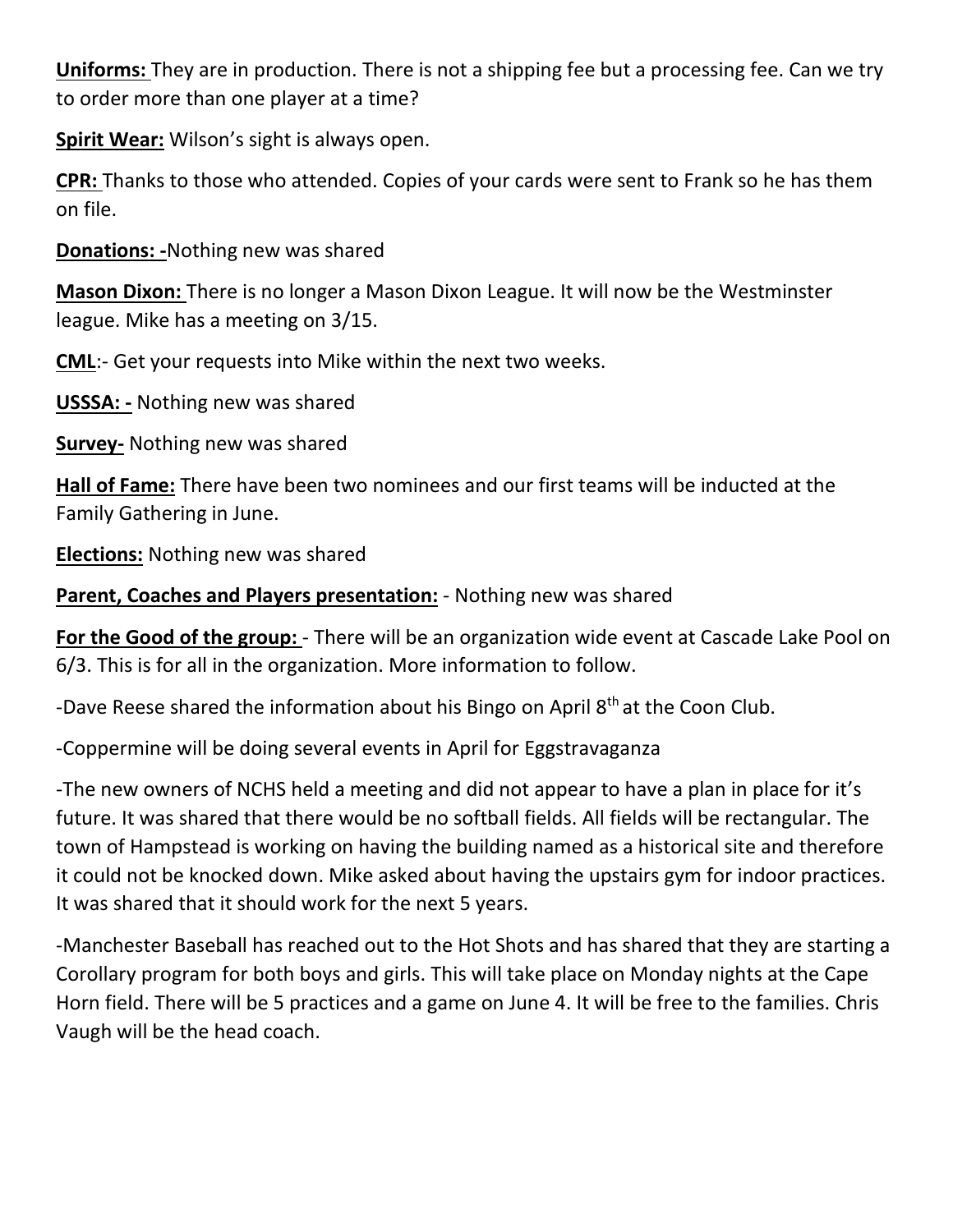**Uniforms:** They are in production. There is not a shipping fee but a processing fee. Can we try to order more than one player at a time?

**Spirit Wear:** Wilson's sight is always open.

**CPR:** Thanks to those who attended. Copies of your cards were sent to Frank so he has them on file.

**Donations: -**Nothing new was shared

**Mason Dixon:** There is no longer a Mason Dixon League. It will now be the Westminster league. Mike has a meeting on 3/15.

**CML**:- Get your requests into Mike within the next two weeks.

**USSSA: -** Nothing new was shared

**Survey-** Nothing new was shared

**Hall of Fame:** There have been two nominees and our first teams will be inducted at the Family Gathering in June.

**Elections:** Nothing new was shared

**Parent, Coaches and Players presentation:** - Nothing new was shared

**For the Good of the group:** - There will be an organization wide event at Cascade Lake Pool on 6/3. This is for all in the organization. More information to follow.

-Dave Reese shared the information about his Bingo on April 8th at the Coon Club.

-Coppermine will be doing several events in April for Eggstravaganza

-The new owners of NCHS held a meeting and did not appear to have a plan in place for it's future. It was shared that there would be no softball fields. All fields will be rectangular. The town of Hampstead is working on having the building named as a historical site and therefore it could not be knocked down. Mike asked about having the upstairs gym for indoor practices. It was shared that it should work for the next 5 years.

-Manchester Baseball has reached out to the Hot Shots and has shared that they are starting a Corollary program for both boys and girls. This will take place on Monday nights at the Cape Horn field. There will be 5 practices and a game on June 4. It will be free to the families. Chris Vaugh will be the head coach.